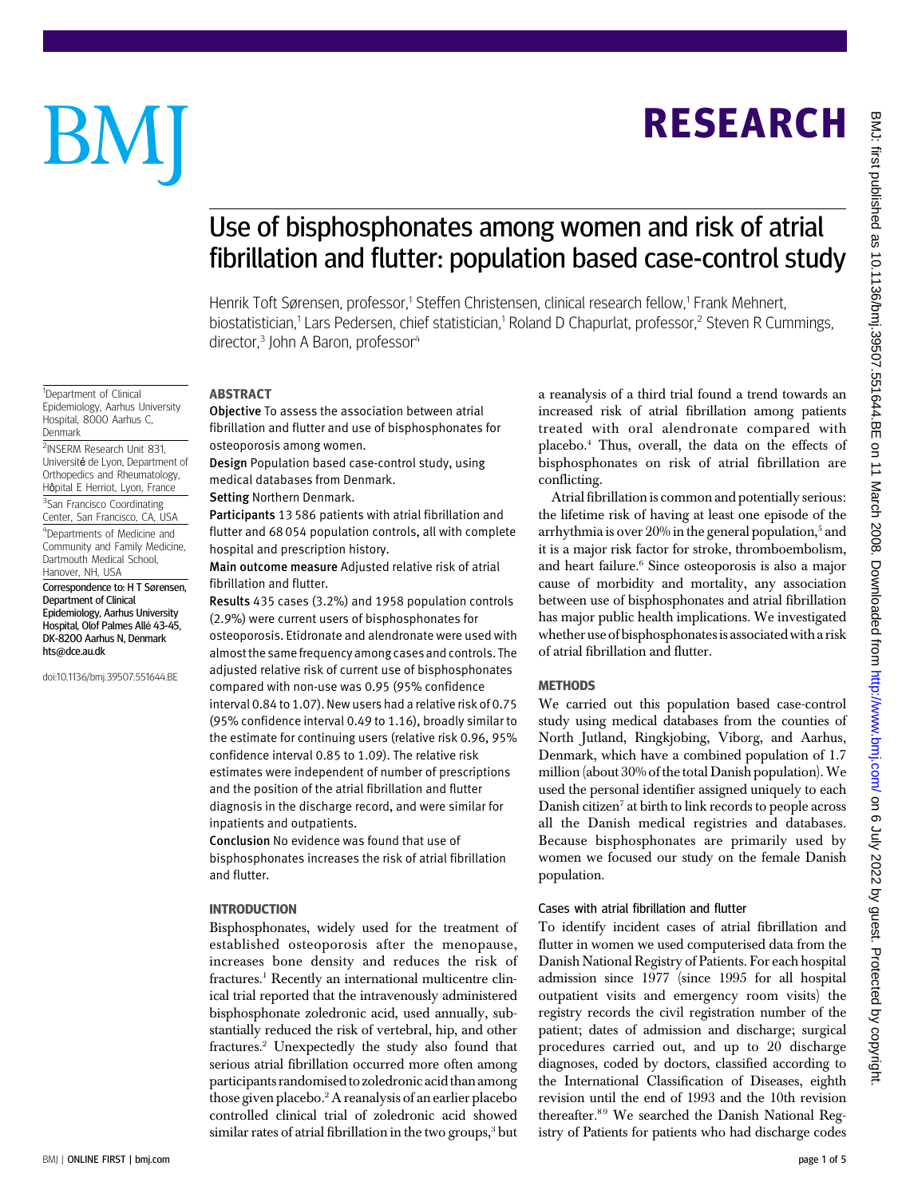# Use of bisphosphonates among women and risk of atrial fibrillation and flutter: population based case-control study

Henrik Toft Sørensen, professor,[1] Steffen Christensen, clinical research fellow,[1] Frank Mehnert, biostatistician,[1] Lars Pedersen, chief statistician,[1] Roland D Chapurlat, professor,[2] Steven R Cummings, director,[3] John A Baron, professor[4]

[1]Department of Clinical Epidemiology, Aarhus University Hospital, 8000 Aarhus C, Denmark

[2]INSERM Research Unit 831, Université de Lyon, Department of Orthopedics and Rheumatology, Hôpital E Herriot, Lyon, France

[3]San Francisco Coordinating Center, San Francisco, CA, USA

[4]Departments of Medicine and Community and Family Medicine, Dartmouth Medical School, Hanover, NH, USA

**Correspondence to: H T Sørensen, Department of Clinical Epidemiology, Aarhus University Hospital, Olof Palmes Allé 43-45, DK-8200 Aarhus N, Denmark hts@dce.au.dk**

doi:10.1136/bmj.39507.551644.BE

## ABSTRACT

**Objective** To assess the association between atrial fibrillation and flutter and use of bisphosphonates for osteoporosis among women.

**Design** Population based case-control study, using medical databases from Denmark.

**Setting** Northern Denmark.

**Participants** 13 586 patients with atrial fibrillation and flutter and 68 054 population controls, all with complete hospital and prescription history.

**Main outcome measure** Adjusted relative risk of atrial fibrillation and flutter.

**Results** 435 cases (3.2%) and 1958 population controls (2.9%) were current users of bisphosphonates for osteoporosis. Etidronate and alendronate were used with almost the same frequency among cases and controls. The adjusted relative risk of current use of bisphosphonates compared with non-use was 0.95 (95% confidence interval 0.84 to 1.07). New users had a relative risk of 0.75 (95% confidence interval 0.49 to 1.16), broadly similar to the estimate for continuing users (relative risk 0.96, 95% confidence interval 0.85 to 1.09). The relative risk estimates were independent of number of prescriptions and the position of the atrial fibrillation and flutter diagnosis in the discharge record, and were similar for inpatients and outpatients.

**Conclusion** No evidence was found that use of bisphosphonates increases the risk of atrial fibrillation and flutter.

## INTRODUCTION

Bisphosphonates, widely used for the treatment of established osteoporosis after the menopause, increases bone density and reduces the risk of fractures.[1] Recently an international multicentre clinical trial reported that the intravenously administered bisphosphonate zoledronic acid, used annually, substantially reduced the risk of vertebral, hip, and other fractures.[2] Unexpectedly the study also found that serious atrial fibrillation occurred more often among participants randomised to zoledronic acid than among those given placebo.[2] A reanalysis of an earlier placebo controlled clinical trial of zoledronic acid showed similar rates of atrial fibrillation in the two groups,[3] but a reanalysis of a third trial found a trend towards an increased risk of atrial fibrillation among patients treated with oral alendronate compared with placebo.[4] Thus, overall, the data on the effects of bisphosphonates on risk of atrial fibrillation are conflicting.

Atrial fibrillation is common and potentially serious: the lifetime risk of having at least one episode of the arrhythmia is over 20% in the general population,[5] and it is a major risk factor for stroke, thromboembolism, and heart failure.[6] Since osteoporosis is also a major cause of morbidity and mortality, any association between use of bisphosphonates and atrial fibrillation has major public health implications. We investigated whether use of bisphosphonates is associated with a risk of atrial fibrillation and flutter.

## METHODS

We carried out this population based case-control study using medical databases from the counties of North Jutland, Ringkjobing, Viborg, and Aarhus, Denmark, which have a combined population of 1.7 million (about 30% of the total Danish population). We used the personal identifier assigned uniquely to each Danish citizen[7] at birth to link records to people across all the Danish medical registries and databases. Because bisphosphonates are primarily used by women we focused our study on the female Danish population.

### Cases with atrial fibrillation and flutter

To identify incident cases of atrial fibrillation and flutter in women we used computerised data from the Danish National Registry of Patients. For each hospital admission since 1977 (since 1995 for all hospital outpatient visits and emergency room visits) the registry records the civil registration number of the patient; dates of admission and discharge; surgical procedures carried out, and up to 20 discharge diagnoses, coded by doctors, classified according to the International Classification of Diseases, eighth revision until the end of 1993 and the 10th revision thereafter.[8,9] We searched the Danish National Registry of Patients for patients who had discharge codes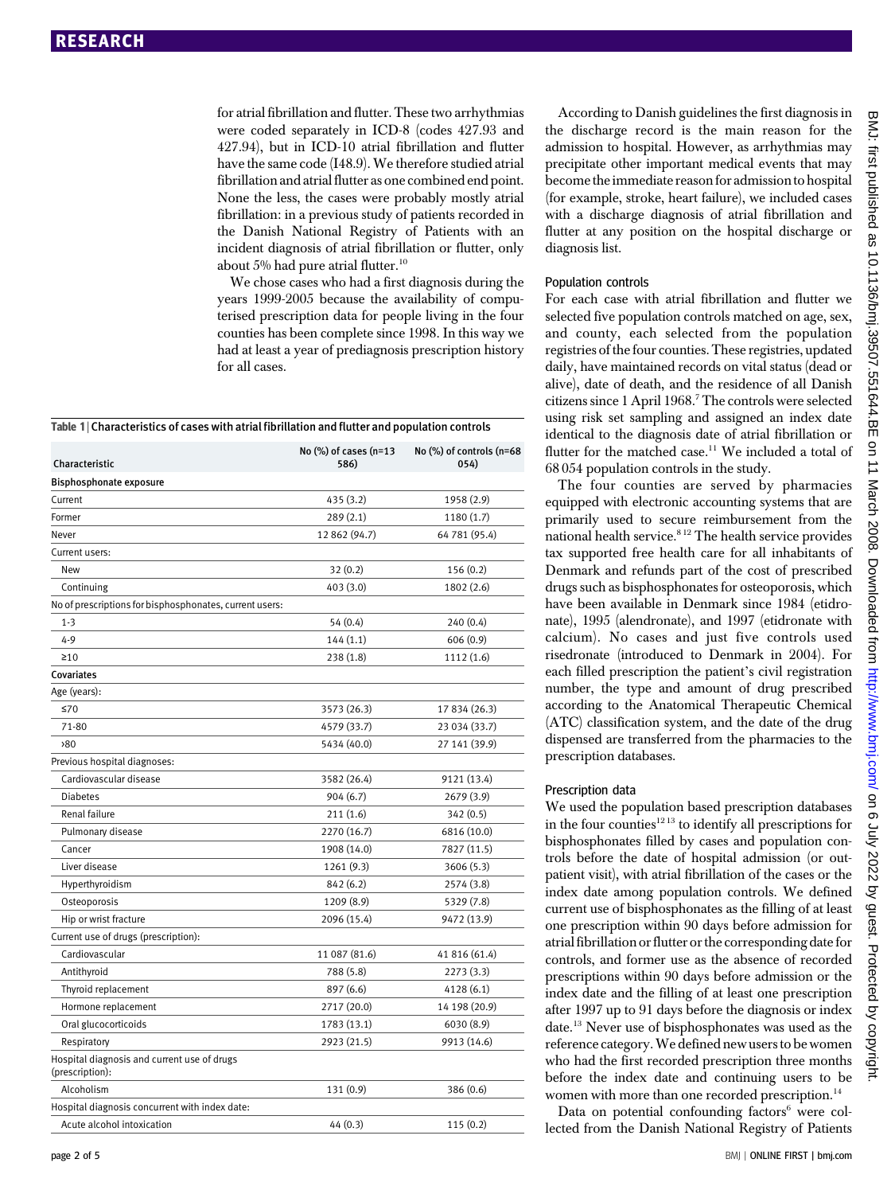for atrial fibrillation and flutter. These two arrhythmias were coded separately in ICD-8 (codes 427.93 and 427.94), but in ICD-10 atrial fibrillation and flutter have the same code (I48.9). We therefore studied atrial fibrillation and atrial flutter as one combined end point. None the less, the cases were probably mostly atrial fibrillation: in a previous study of patients recorded in the Danish National Registry of Patients with an incident diagnosis of atrial fibrillation or flutter, only about 5% had pure atrial flutter.[10]

We chose cases who had a first diagnosis during the years 1999-2005 because the availability of computerised prescription data for people living in the four counties has been complete since 1998. In this way we had at least a year of prediagnosis prescription history for all cases.

**Table 1 | Characteristics of cases with atrial fibrillation and flutter and population controls**

| Characteristic | No (%) of cases (n=13 586) | No (%) of controls (n=68 054) |
|---|---|---|
| **Bisphosphonate exposure** | | |
| Current | 435 (3.2) | 1958 (2.9) |
| Former | 289 (2.1) | 1180 (1.7) |
| Never | 12 862 (94.7) | 64 781 (95.4) |
| Current users: | | |
| New | 32 (0.2) | 156 (0.2) |
| Continuing | 403 (3.0) | 1802 (2.6) |
| No of prescriptions for bisphosphonates, current users: | | |
| 1-3 | 54 (0.4) | 240 (0.4) |
| 4-9 | 144 (1.1) | 606 (0.9) |
| ≥10 | 238 (1.8) | 1112 (1.6) |
| **Covariates** | | |
| Age (years): | | |
| ≤70 | 3573 (26.3) | 17 834 (26.3) |
| 71-80 | 4579 (33.7) | 23 034 (33.7) |
| >80 | 5434 (40.0) | 27 141 (39.9) |
| Previous hospital diagnoses: | | |
| Cardiovascular disease | 3582 (26.4) | 9121 (13.4) |
| Diabetes | 904 (6.7) | 2679 (3.9) |
| Renal failure | 211 (1.6) | 342 (0.5) |
| Pulmonary disease | 2270 (16.7) | 6816 (10.0) |
| Cancer | 1908 (14.0) | 7827 (11.5) |
| Liver disease | 1261 (9.3) | 3606 (5.3) |
| Hyperthyroidism | 842 (6.2) | 2574 (3.8) |
| Osteoporosis | 1209 (8.9) | 5329 (7.8) |
| Hip or wrist fracture | 2096 (15.4) | 9472 (13.9) |
| Current use of drugs (prescription): | | |
| Cardiovascular | 11 087 (81.6) | 41 816 (61.4) |
| Antithyroid | 788 (5.8) | 2273 (3.3) |
| Thyroid replacement | 897 (6.6) | 4128 (6.1) |
| Hormone replacement | 2717 (20.0) | 14 198 (20.9) |
| Oral glucocorticoids | 1783 (13.1) | 6030 (8.9) |
| Respiratory | 2923 (21.5) | 9913 (14.6) |
| Hospital diagnosis and current use of drugs (prescription): | | |
| Alcoholism | 131 (0.9) | 386 (0.6) |
| Hospital diagnosis concurrent with index date: | | |
| Acute alcohol intoxication | 44 (0.3) | 115 (0.2) |

According to Danish guidelines the first diagnosis in the discharge record is the main reason for the admission to hospital. However, as arrhythmias may precipitate other important medical events that may become the immediate reason for admission to hospital (for example, stroke, heart failure), we included cases with a discharge diagnosis of atrial fibrillation and flutter at any position on the hospital discharge or diagnosis list.

### Population controls

For each case with atrial fibrillation and flutter we selected five population controls matched on age, sex, and county, each selected from the population registries of the four counties. These registries, updated daily, have maintained records on vital status (dead or alive), date of death, and the residence of all Danish citizens since 1 April 1968.[7] The controls were selected using risk set sampling and assigned an index date identical to the diagnosis date of atrial fibrillation or flutter for the matched case.[11] We included a total of 68 054 population controls in the study.

The four counties are served by pharmacies equipped with electronic accounting systems that are primarily used to secure reimbursement from the national health service.[8 12] The health service provides tax supported free health care for all inhabitants of Denmark and refunds part of the cost of prescribed drugs such as bisphosphonates for osteoporosis, which have been available in Denmark since 1984 (etidronate), 1995 (alendronate), and 1997 (etidronate with calcium). No cases and just five controls used risedronate (introduced to Denmark in 2004). For each filled prescription the patient's civil registration number, the type and amount of drug prescribed according to the Anatomical Therapeutic Chemical (ATC) classification system, and the date of the drug dispensed are transferred from the pharmacies to the prescription databases.

### Prescription data

We used the population based prescription databases in the four counties[12 13] to identify all prescriptions for bisphosphonates filled by cases and population controls before the date of hospital admission (or outpatient visit), with atrial fibrillation of the cases or the index date among population controls. We defined current use of bisphosphonates as the filling of at least one prescription within 90 days before admission for atrial fibrillation or flutter or the corresponding date for controls, and former use as the absence of recorded prescriptions within 90 days before admission or the index date and the filling of at least one prescription after 1997 up to 91 days before the diagnosis or index date.[13] Never use of bisphosphonates was used as the reference category. We defined new users to be women who had the first recorded prescription three months before the index date and continuing users to be women with more than one recorded prescription.[14]

Data on potential confounding factors[6] were collected from the Danish National Registry of Patients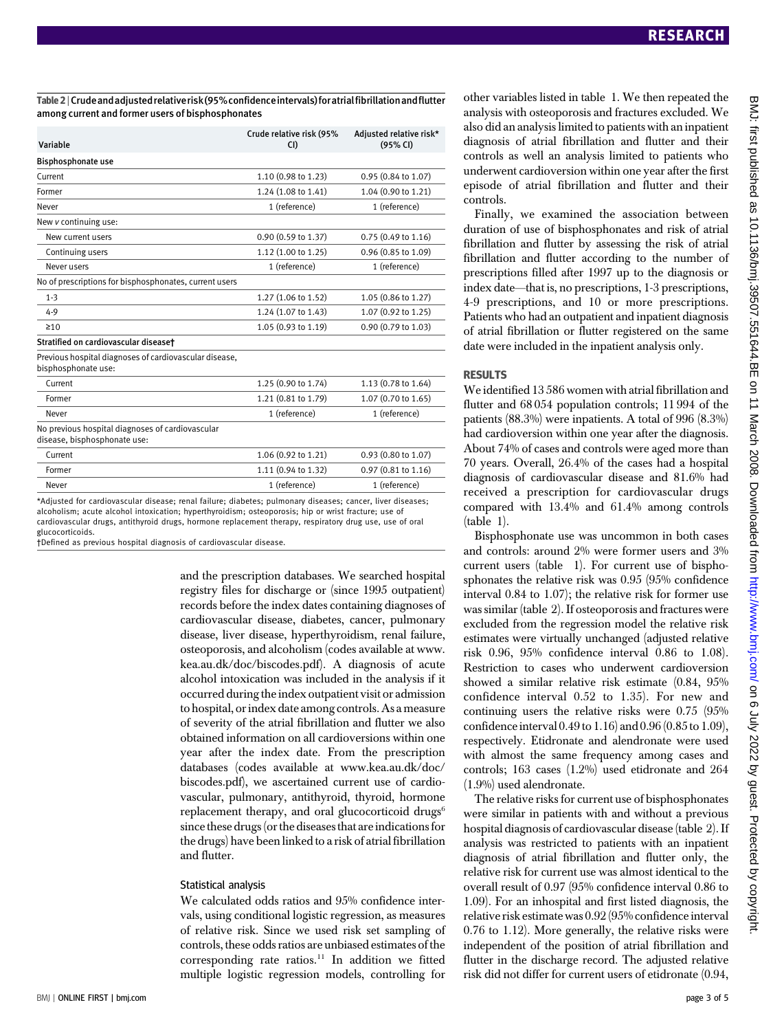Table 2 | Crude and adjusted relative risk (95% confidence intervals) for atrial fibrillation and flutter among current and former users of bisphosphonates

| Variable | Crude relative risk (95% CI) | Adjusted relative risk* (95% CI) |
|---|---|---|
| **Bisphosphonate use** | | |
| Current | 1.10 (0.98 to 1.23) | 0.95 (0.84 to 1.07) |
| Former | 1.24 (1.08 to 1.41) | 1.04 (0.90 to 1.21) |
| Never | 1 (reference) | 1 (reference) |
| New *v* continuing use: | | |
| New current users | 0.90 (0.59 to 1.37) | 0.75 (0.49 to 1.16) |
| Continuing users | 1.12 (1.00 to 1.25) | 0.96 (0.85 to 1.09) |
| Never users | 1 (reference) | 1 (reference) |
| No of prescriptions for bisphosphonates, current users | | |
| 1-3 | 1.27 (1.06 to 1.52) | 1.05 (0.86 to 1.27) |
| 4-9 | 1.24 (1.07 to 1.43) | 1.07 (0.92 to 1.25) |
| ≥10 | 1.05 (0.93 to 1.19) | 0.90 (0.79 to 1.03) |
| **Stratified on cardiovascular disease†** | | |
| Previous hospital diagnoses of cardiovascular disease, bisphosphonate use: | | |
| Current | 1.25 (0.90 to 1.74) | 1.13 (0.78 to 1.64) |
| Former | 1.21 (0.81 to 1.79) | 1.07 (0.70 to 1.65) |
| Never | 1 (reference) | 1 (reference) |
| No previous hospital diagnoses of cardiovascular disease, bisphosphonate use: | | |
| Current | 1.06 (0.92 to 1.21) | 0.93 (0.80 to 1.07) |
| Former | 1.11 (0.94 to 1.32) | 0.97 (0.81 to 1.16) |
| Never | 1 (reference) | 1 (reference) |

*Adjusted for cardiovascular disease; renal failure; diabetes; pulmonary diseases; cancer, liver diseases; alcoholism; acute alcohol intoxication; hyperthyroidism; osteoporosis; hip or wrist fracture; use of cardiovascular drugs, antithyroid drugs, hormone replacement therapy, respiratory drug use, use of oral glucocorticoids.

†Defined as previous hospital diagnosis of cardiovascular disease.

and the prescription databases. We searched hospital registry files for discharge or (since 1995 outpatient) records before the index dates containing diagnoses of cardiovascular disease, diabetes, cancer, pulmonary disease, liver disease, hyperthyroidism, renal failure, osteoporosis, and alcoholism (codes available at www.kea.au.dk/doc/biscodes.pdf). A diagnosis of acute alcohol intoxication was included in the analysis if it occurred during the index outpatient visit or admission to hospital, or index date among controls. As a measure of severity of the atrial fibrillation and flutter we also obtained information on all cardioversions within one year after the index date. From the prescription databases (codes available at www.kea.au.dk/doc/biscodes.pdf), we ascertained current use of cardiovascular, pulmonary, antithyroid, thyroid, hormone replacement therapy, and oral glucocorticoid drugs[6] since these drugs (or the diseases that are indications for the drugs) have been linked to a risk of atrial fibrillation and flutter.

### Statistical analysis

We calculated odds ratios and 95% confidence intervals, using conditional logistic regression, as measures of relative risk. Since we used risk set sampling of controls, these odds ratios are unbiased estimates of the corresponding rate ratios.[11] In addition we fitted multiple logistic regression models, controlling for other variables listed in table 1. We then repeated the analysis with osteoporosis and fractures excluded. We also did an analysis limited to patients with an inpatient diagnosis of atrial fibrillation and flutter and their controls as well an analysis limited to patients who underwent cardioversion within one year after the first episode of atrial fibrillation and flutter and their controls.

Finally, we examined the association between duration of use of bisphosphonates and risk of atrial fibrillation and flutter by assessing the risk of atrial fibrillation and flutter according to the number of prescriptions filled after 1997 up to the diagnosis or index date—that is, no prescriptions, 1-3 prescriptions, 4-9 prescriptions, and 10 or more prescriptions. Patients who had an outpatient and inpatient diagnosis of atrial fibrillation or flutter registered on the same date were included in the inpatient analysis only.

## RESULTS

We identified 13 586 women with atrial fibrillation and flutter and 68 054 population controls; 11 994 of the patients (88.3%) were inpatients. A total of 996 (8.3%) had cardioversion within one year after the diagnosis. About 74% of cases and controls were aged more than 70 years. Overall, 26.4% of the cases had a hospital diagnosis of cardiovascular disease and 81.6% had received a prescription for cardiovascular drugs compared with 13.4% and 61.4% among controls (table 1).

Bisphosphonate use was uncommon in both cases and controls: around 2% were former users and 3% current users (table 1). For current use of bisphosphonates the relative risk was 0.95 (95% confidence interval 0.84 to 1.07); the relative risk for former use was similar (table 2). If osteoporosis and fractures were excluded from the regression model the relative risk estimates were virtually unchanged (adjusted relative risk 0.96, 95% confidence interval 0.86 to 1.08). Restriction to cases who underwent cardioversion showed a similar relative risk estimate (0.84, 95% confidence interval 0.52 to 1.35). For new and continuing users the relative risks were 0.75 (95% confidence interval 0.49 to 1.16) and 0.96 (0.85 to 1.09), respectively. Etidronate and alendronate were used with almost the same frequency among cases and controls; 163 cases (1.2%) used etidronate and 264 (1.9%) used alendronate.

The relative risks for current use of bisphosphonates were similar in patients with and without a previous hospital diagnosis of cardiovascular disease (table 2). If analysis was restricted to patients with an inpatient diagnosis of atrial fibrillation and flutter only, the relative risk for current use was almost identical to the overall result of 0.97 (95% confidence interval 0.86 to 1.09). For an inhospital and first listed diagnosis, the relative risk estimate was 0.92 (95% confidence interval 0.76 to 1.12). More generally, the relative risks were independent of the position of atrial fibrillation and flutter in the discharge record. The adjusted relative risk did not differ for current users of etidronate (0.94,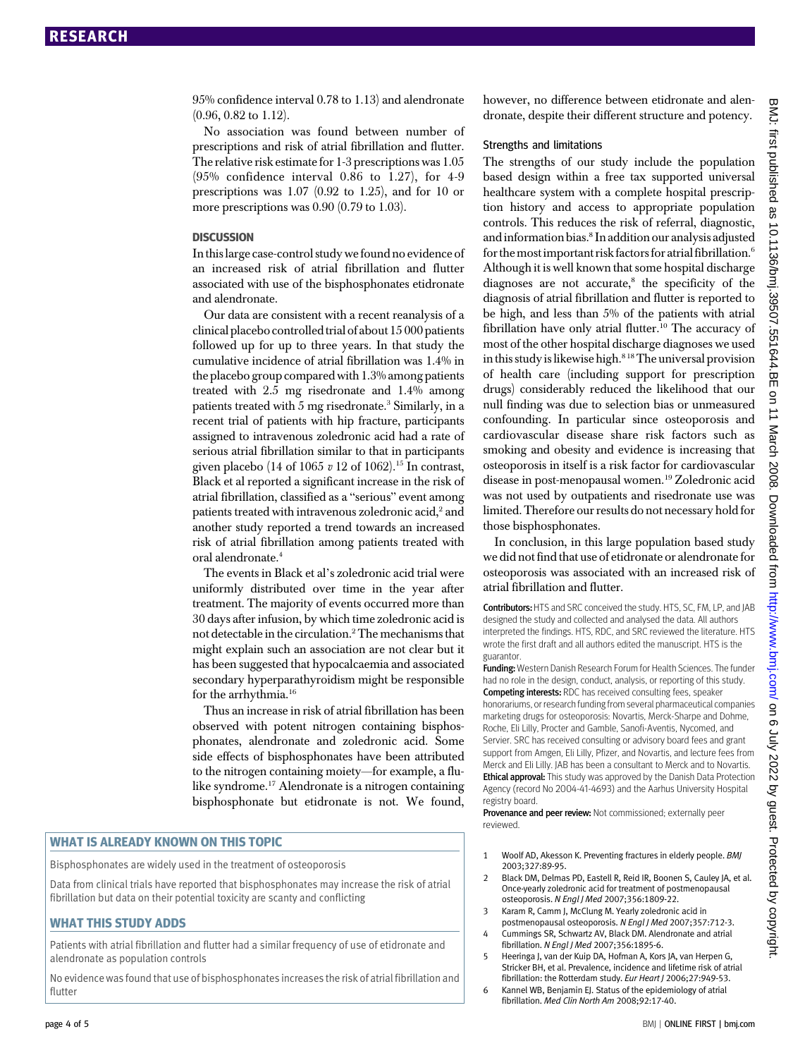95% confidence interval 0.78 to 1.13) and alendronate (0.96, 0.82 to 1.12).

No association was found between number of prescriptions and risk of atrial fibrillation and flutter. The relative risk estimate for 1-3 prescriptions was 1.05 (95% confidence interval 0.86 to 1.27), for 4-9 prescriptions was 1.07 (0.92 to 1.25), and for 10 or more prescriptions was 0.90 (0.79 to 1.03).

## DISCUSSION

In this large case-control study we found no evidence of an increased risk of atrial fibrillation and flutter associated with use of the bisphosphonates etidronate and alendronate.

Our data are consistent with a recent reanalysis of a clinical placebo controlled trial of about 15 000 patients followed up for up to three years. In that study the cumulative incidence of atrial fibrillation was 1.4% in the placebo group compared with 1.3% among patients treated with 2.5 mg risedronate and 1.4% among patients treated with 5 mg risedronate.[3] Similarly, in a recent trial of patients with hip fracture, participants assigned to intravenous zoledronic acid had a rate of serious atrial fibrillation similar to that in participants given placebo (14 of 1065 *v* 12 of 1062).[15] In contrast, Black et al reported a significant increase in the risk of atrial fibrillation, classified as a "serious" event among patients treated with intravenous zoledronic acid,[2] and another study reported a trend towards an increased risk of atrial fibrillation among patients treated with oral alendronate.[4]

The events in Black et al's zoledronic acid trial were uniformly distributed over time in the year after treatment. The majority of events occurred more than 30 days after infusion, by which time zoledronic acid is not detectable in the circulation.[2] The mechanisms that might explain such an association are not clear but it has been suggested that hypocalcaemia and associated secondary hyperparathyroidism might be responsible for the arrhythmia.[16]

Thus an increase in risk of atrial fibrillation has been observed with potent nitrogen containing bisphosphonates, alendronate and zoledronic acid. Some side effects of bisphosphonates have been attributed to the nitrogen containing moiety—for example, a flu-like syndrome.[17] Alendronate is a nitrogen containing bisphosphonate but etidronate is not. We found, however, no difference between etidronate and alendronate, despite their different structure and potency.

### Strengths and limitations

The strengths of our study include the population based design within a free tax supported universal healthcare system with a complete hospital prescription history and access to appropriate population controls. This reduces the risk of referral, diagnostic, and information bias.[8] In addition our analysis adjusted for the most important risk factors for atrial fibrillation.[6] Although it is well known that some hospital discharge diagnoses are not accurate,[8] the specificity of the diagnosis of atrial fibrillation and flutter is reported to be high, and less than 5% of the patients with atrial fibrillation have only atrial flutter.[10] The accuracy of most of the other hospital discharge diagnoses we used in this study is likewise high.[8,18] The universal provision of health care (including support for prescription drugs) considerably reduced the likelihood that our null finding was due to selection bias or unmeasured confounding. In particular since osteoporosis and cardiovascular disease share risk factors such as smoking and obesity and evidence is increasing that osteoporosis in itself is a risk factor for cardiovascular disease in post-menopausal women.[19] Zoledronic acid was not used by outpatients and risedronate use was limited. Therefore our results do not necessary hold for those bisphosphonates.

In conclusion, in this large population based study we did not find that use of etidronate or alendronate for osteoporosis was associated with an increased risk of atrial fibrillation and flutter.

### WHAT IS ALREADY KNOWN ON THIS TOPIC

Bisphosphonates are widely used in the treatment of osteoporosis

Data from clinical trials have reported that bisphosphonates may increase the risk of atrial fibrillation but data on their potential toxicity are scanty and conflicting

### WHAT THIS STUDY ADDS

Patients with atrial fibrillation and flutter had a similar frequency of use of etidronate and alendronate as population controls

No evidence was found that use of bisphosphonates increases the risk of atrial fibrillation and flutter

**Contributors:** HTS and SRC conceived the study. HTS, SC, FM, LP, and JAB designed the study and collected and analysed the data. All authors interpreted the findings. HTS, RDC, and SRC reviewed the literature. HTS wrote the first draft and all authors edited the manuscript. HTS is the guarantor.

**Funding:** Western Danish Research Forum for Health Sciences. The funder had no role in the design, conduct, analysis, or reporting of this study.

**Competing interests:** RDC has received consulting fees, speaker honorariums, or research funding from several pharmaceutical companies marketing drugs for osteoporosis: Novartis, Merck-Sharpe and Dohme, Roche, Eli Lilly, Procter and Gamble, Sanofi-Aventis, Nycomed, and Servier. SRC has received consulting or advisory board fees and grant support from Amgen, Eli Lilly, Pfizer, and Novartis, and lecture fees from Merck and Eli Lilly. JAB has been a consultant to Merck and to Novartis.

**Ethical approval:** This study was approved by the Danish Data Protection Agency (record No 2004-41-4693) and the Aarhus University Hospital registry board.

**Provenance and peer review:** Not commissioned; externally peer reviewed.

1. Woolf AD, Akesson K. Preventing fractures in elderly people. *BMJ* 2003;327:89-95.
2. Black DM, Delmas PD, Eastell R, Reid IR, Boonen S, Cauley JA, et al. Once-yearly zoledronic acid for treatment of postmenopausal osteoporosis. *N Engl J Med* 2007;356:1809-22.
3. Karam R, Camm J, McClung M. Yearly zoledronic acid in postmenopausal osteoporosis. *N Engl J Med* 2007;357:712-3.
4. Cummings SR, Schwartz AV, Black DM. Alendronate and atrial fibrillation. *N Engl J Med* 2007;356:1895-6.
5. Heeringa J, van der Kuip DA, Hofman A, Kors JA, van Herpen G, Stricker BH, et al. Prevalence, incidence and lifetime risk of atrial fibrillation: the Rotterdam study. *Eur Heart J* 2006;27:949-53.
6. Kannel WB, Benjamin EJ. Status of the epidemiology of atrial fibrillation. *Med Clin North Am* 2008;92:17-40.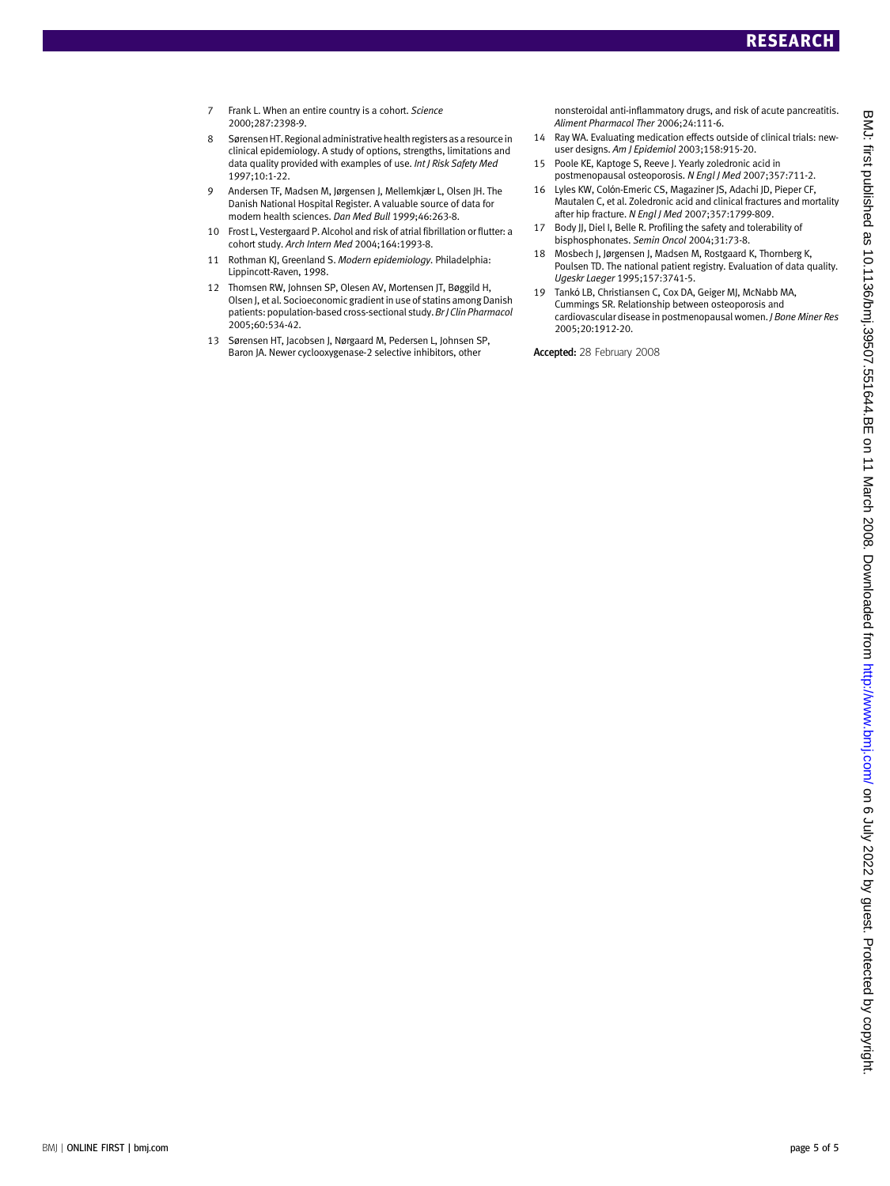7 Frank L. When an entire country is a cohort. *Science* 2000;287:2398-9.

8 Sørensen HT. Regional administrative health registers as a resource in clinical epidemiology. A study of options, strengths, limitations and data quality provided with examples of use. *Int J Risk Safety Med* 1997;10:1-22.

9 Andersen TF, Madsen M, Jørgensen J, Mellemkjær L, Olsen JH. The Danish National Hospital Register. A valuable source of data for modern health sciences. *Dan Med Bull* 1999;46:263-8.

10 Frost L, Vestergaard P. Alcohol and risk of atrial fibrillation or flutter: a cohort study. *Arch Intern Med* 2004;164:1993-8.

11 Rothman KJ, Greenland S. *Modern epidemiology*. Philadelphia: Lippincott-Raven, 1998.

12 Thomsen RW, Johnsen SP, Olesen AV, Mortensen JT, Bøggild H, Olsen J, et al. Socioeconomic gradient in use of statins among Danish patients: population-based cross-sectional study. *Br J Clin Pharmacol* 2005;60:534-42.

13 Sørensen HT, Jacobsen J, Nørgaard M, Pedersen L, Johnsen SP, Baron JA. Newer cyclooxygenase-2 selective inhibitors, other nonsteroidal anti-inflammatory drugs, and risk of acute pancreatitis. *Aliment Pharmacol Ther* 2006;24:111-6.

14 Ray WA. Evaluating medication effects outside of clinical trials: new-user designs. *Am J Epidemiol* 2003;158:915-20.

15 Poole KE, Kaptoge S, Reeve J. Yearly zoledronic acid in postmenopausal osteoporosis. *N Engl J Med* 2007;357:711-2.

16 Lyles KW, Colón-Emeric CS, Magaziner JS, Adachi JD, Pieper CF, Mautalen C, et al. Zoledronic acid and clinical fractures and mortality after hip fracture. *N Engl J Med* 2007;357:1799-809.

17 Body JJ, Diel I, Belle R. Profiling the safety and tolerability of bisphosphonates. *Semin Oncol* 2004;31:73-8.

18 Mosbech J, Jørgensen J, Madsen M, Rostgaard K, Thornberg K, Poulsen TD. The national patient registry. Evaluation of data quality. *Ugeskr Laeger* 1995;157:3741-5.

19 Tankó LB, Christiansen C, Cox DA, Geiger MJ, McNabb MA, Cummings SR. Relationship between osteoporosis and cardiovascular disease in postmenopausal women. *J Bone Miner Res* 2005;20:1912-20.

**Accepted:** 28 February 2008